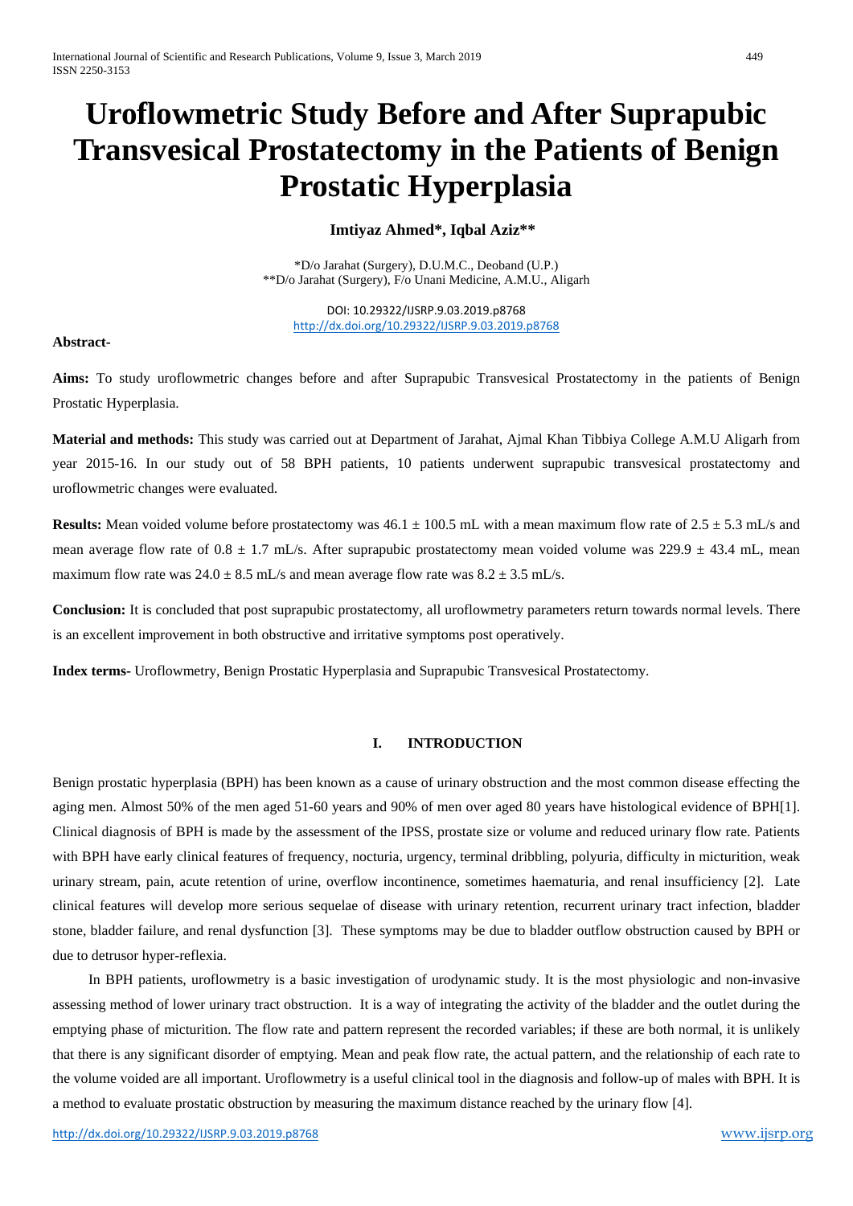# Uroflowmetric Study Before and After Suprapubic Transvesical Prostatectomy in the Patients of Benign Prostatic Hyperplasia

**Imtiyaz Ahmed\*, Iqbal Aziz\*\***

\*D/o Jarahat (Surgery), D.U.M.C., Deoband (U.P.)
\*\*D/o Jarahat (Surgery), F/o Unani Medicine, A.M.U., Aligarh

DOI: 10.29322/IJSRP.9.03.2019.p8768
http://dx.doi.org/10.29322/IJSRP.9.03.2019.p8768

**Abstract-**

**Aims:** To study uroflowmetric changes before and after Suprapubic Transvesical Prostatectomy in the patients of Benign Prostatic Hyperplasia.

**Material and methods:** This study was carried out at Department of Jarahat, Ajmal Khan Tibbiya College A.M.U Aligarh from year 2015-16. In our study out of 58 BPH patients, 10 patients underwent suprapubic transvesical prostatectomy and uroflowmetric changes were evaluated.

**Results:** Mean voided volume before prostatectomy was $46.1 \pm 100.5$ mL with a mean maximum flow rate of $2.5 \pm 5.3$ mL/s and mean average flow rate of $0.8 \pm 1.7$ mL/s. After suprapubic prostatectomy mean voided volume was $229.9 \pm 43.4$ mL, mean maximum flow rate was $24.0 \pm 8.5$ mL/s and mean average flow rate was $8.2 \pm 3.5$ mL/s.

**Conclusion:** It is concluded that post suprapubic prostatectomy, all uroflowmetry parameters return towards normal levels. There is an excellent improvement in both obstructive and irritative symptoms post operatively.

**Index terms-** Uroflowmetry, Benign Prostatic Hyperplasia and Suprapubic Transvesical Prostatectomy.

## I. INTRODUCTION

Benign prostatic hyperplasia (BPH) has been known as a cause of urinary obstruction and the most common disease effecting the aging men. Almost 50% of the men aged 51-60 years and 90% of men over aged 80 years have histological evidence of BPH[1]. Clinical diagnosis of BPH is made by the assessment of the IPSS, prostate size or volume and reduced urinary flow rate. Patients with BPH have early clinical features of frequency, nocturia, urgency, terminal dribbling, polyuria, difficulty in micturition, weak urinary stream, pain, acute retention of urine, overflow incontinence, sometimes haematuria, and renal insufficiency [2]. Late clinical features will develop more serious sequelae of disease with urinary retention, recurrent urinary tract infection, bladder stone, bladder failure, and renal dysfunction [3]. These symptoms may be due to bladder outflow obstruction caused by BPH or due to detrusor hyper-reflexia.

In BPH patients, uroflowmetry is a basic investigation of urodynamic study. It is the most physiologic and non-invasive assessing method of lower urinary tract obstruction. It is a way of integrating the activity of the bladder and the outlet during the emptying phase of micturition. The flow rate and pattern represent the recorded variables; if these are both normal, it is unlikely that there is any significant disorder of emptying. Mean and peak flow rate, the actual pattern, and the relationship of each rate to the volume voided are all important. Uroflowmetry is a useful clinical tool in the diagnosis and follow-up of males with BPH. It is a method to evaluate prostatic obstruction by measuring the maximum distance reached by the urinary flow [4].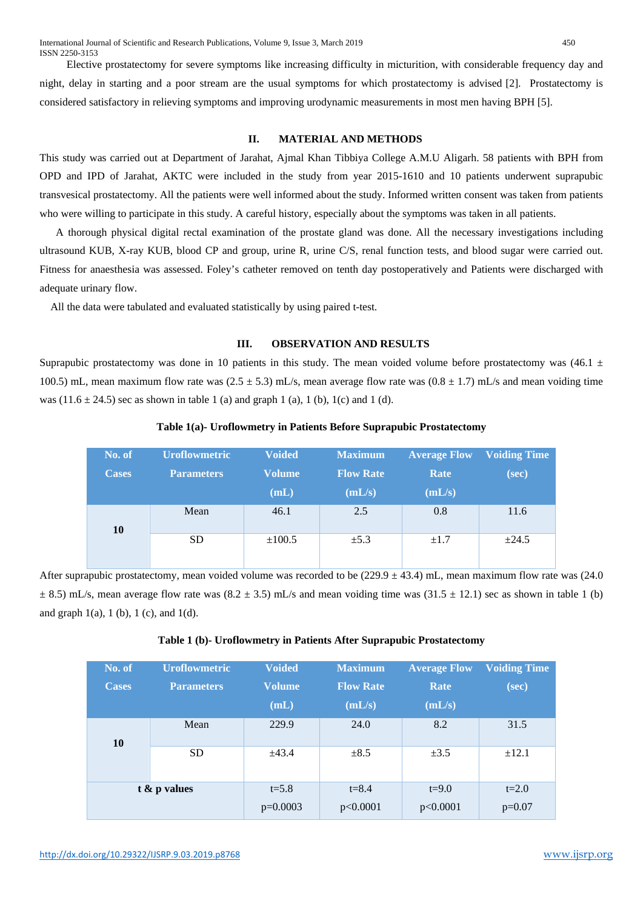Elective prostatectomy for severe symptoms like increasing difficulty in micturition, with considerable frequency day and night, delay in starting and a poor stream are the usual symptoms for which prostatectomy is advised [2]. Prostatectomy is considered satisfactory in relieving symptoms and improving urodynamic measurements in most men having BPH [5].

## II. MATERIAL AND METHODS

This study was carried out at Department of Jarahat, Ajmal Khan Tibbiya College A.M.U Aligarh. 58 patients with BPH from OPD and IPD of Jarahat, AKTC were included in the study from year 2015-1610 and 10 patients underwent suprapubic transvesical prostatectomy. All the patients were well informed about the study. Informed written consent was taken from patients who were willing to participate in this study. A careful history, especially about the symptoms was taken in all patients.

A thorough physical digital rectal examination of the prostate gland was done. All the necessary investigations including ultrasound KUB, X-ray KUB, blood CP and group, urine R, urine C/S, renal function tests, and blood sugar were carried out. Fitness for anaesthesia was assessed. Foley's catheter removed on tenth day postoperatively and Patients were discharged with adequate urinary flow.

All the data were tabulated and evaluated statistically by using paired t-test.

## III. OBSERVATION AND RESULTS

Suprapubic prostatectomy was done in 10 patients in this study. The mean voided volume before prostatectomy was (46.1 ± 100.5) mL, mean maximum flow rate was (2.5 ± 5.3) mL/s, mean average flow rate was (0.8 ± 1.7) mL/s and mean voiding time was (11.6 ± 24.5) sec as shown in table 1 (a) and graph 1 (a), 1 (b), 1(c) and 1 (d).

**Table 1(a)- Uroflowmetry in Patients Before Suprapubic Prostatectomy**

| No. of Cases | Uroflowmetric Parameters | Voided Volume (mL) | Maximum Flow Rate (mL/s) | Average Flow Rate (mL/s) | Voiding Time (sec) |
|---|---|---|---|---|---|
| 10 | Mean | 46.1 | 2.5 | 0.8 | 11.6 |
| | SD | ±100.5 | ±5.3 | ±1.7 | ±24.5 |

After suprapubic prostatectomy, mean voided volume was recorded to be (229.9 ± 43.4) mL, mean maximum flow rate was (24.0 ± 8.5) mL/s, mean average flow rate was (8.2 ± 3.5) mL/s and mean voiding time was (31.5 ± 12.1) sec as shown in table 1 (b) and graph 1(a), 1 (b), 1 (c), and 1(d).

**Table 1 (b)- Uroflowmetry in Patients After Suprapubic Prostatectomy**

| No. of Cases | Uroflowmetric Parameters | Voided Volume (mL) | Maximum Flow Rate (mL/s) | Average Flow Rate (mL/s) | Voiding Time (sec) |
|---|---|---|---|---|---|
| 10 | Mean | 229.9 | 24.0 | 8.2 | 31.5 |
| | SD | ±43.4 | ±8.5 | ±3.5 | ±12.1 |
| **t & p values** | | t=5.8 p=0.0003 | t=8.4 p<0.0001 | t=9.0 p<0.0001 | t=2.0 p=0.07 |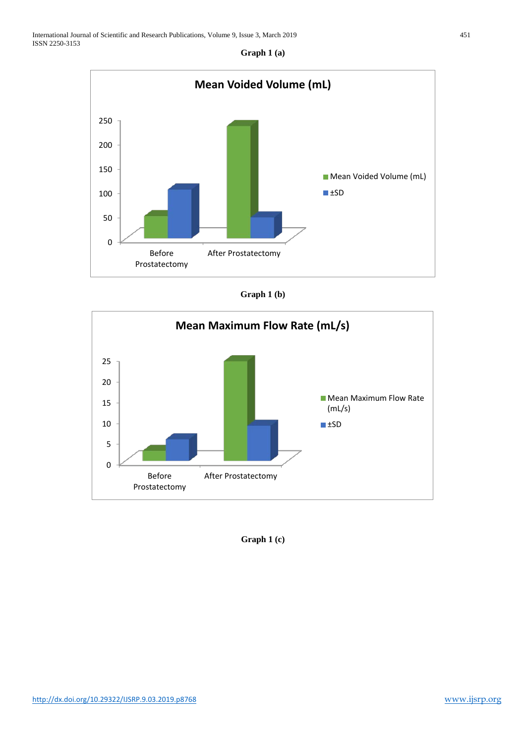**Graph 1 (a)**

**Graph 1 (b)**

**Graph 1 (c)**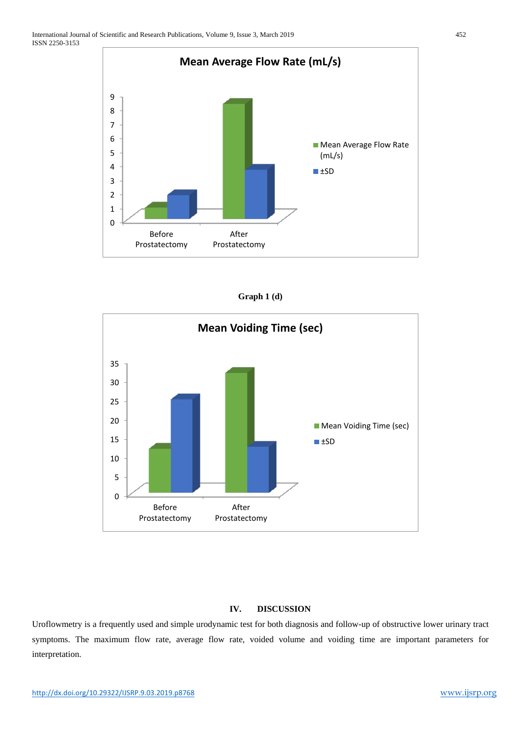**Graph 1 (d)**

## IV. DISCUSSION

Uroflowmetry is a frequently used and simple urodynamic test for both diagnosis and follow-up of obstructive lower urinary tract symptoms. The maximum flow rate, average flow rate, voided volume and voiding time are important parameters for interpretation.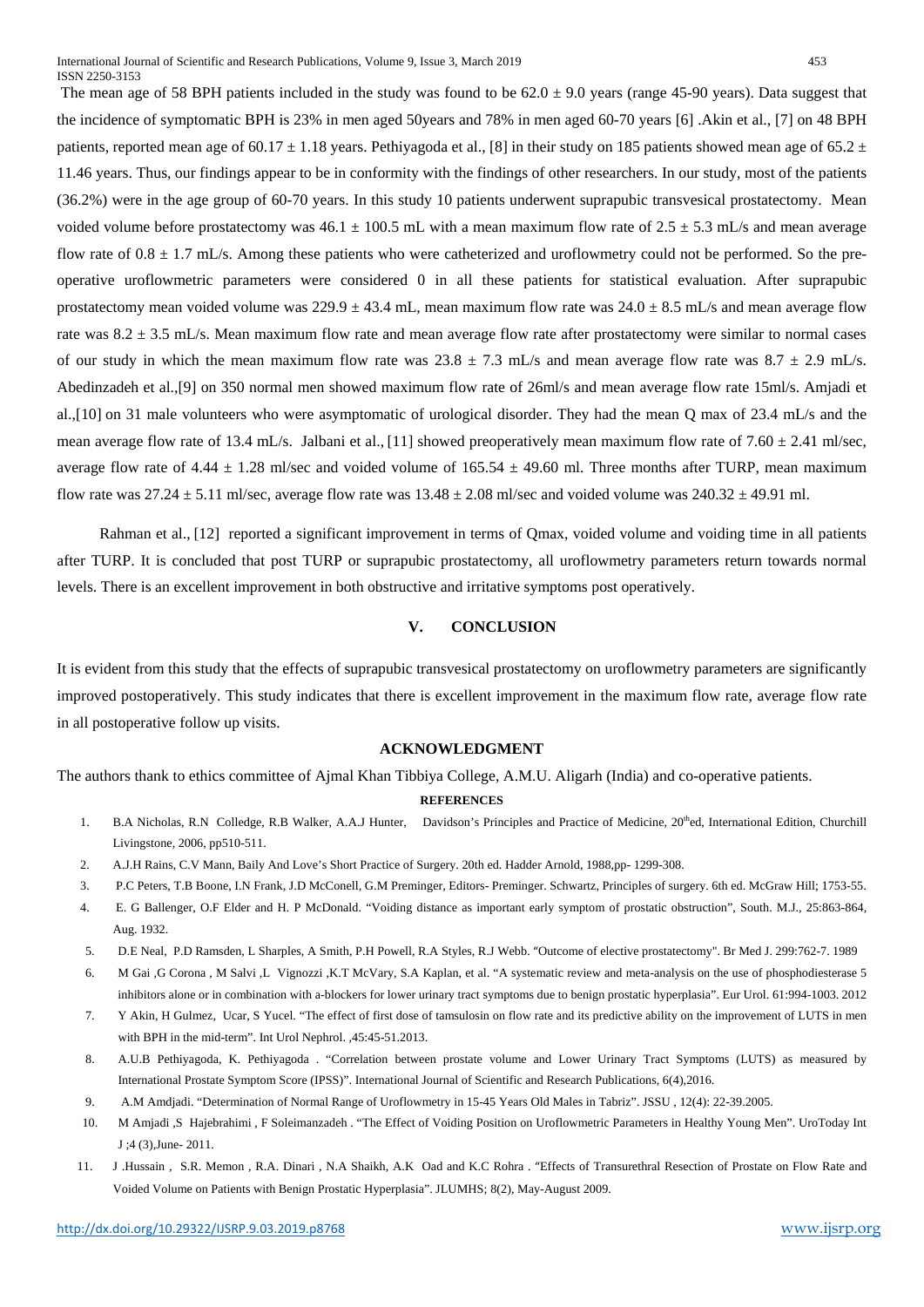The mean age of 58 BPH patients included in the study was found to be 62.0 ± 9.0 years (range 45-90 years). Data suggest that the incidence of symptomatic BPH is 23% in men aged 50years and 78% in men aged 60-70 years [6] .Akin et al., [7] on 48 BPH patients, reported mean age of 60.17 ± 1.18 years. Pethiyagoda et al., [8] in their study on 185 patients showed mean age of 65.2 ± 11.46 years. Thus, our findings appear to be in conformity with the findings of other researchers. In our study, most of the patients (36.2%) were in the age group of 60-70 years. In this study 10 patients underwent suprapubic transvesical prostatectomy. Mean voided volume before prostatectomy was 46.1 ± 100.5 mL with a mean maximum flow rate of 2.5 ± 5.3 mL/s and mean average flow rate of 0.8 ± 1.7 mL/s. Among these patients who were catheterized and uroflowmetry could not be performed. So the pre-operative uroflowmetric parameters were considered 0 in all these patients for statistical evaluation. After suprapubic prostatectomy mean voided volume was 229.9 ± 43.4 mL, mean maximum flow rate was 24.0 ± 8.5 mL/s and mean average flow rate was 8.2 ± 3.5 mL/s. Mean maximum flow rate and mean average flow rate after prostatectomy were similar to normal cases of our study in which the mean maximum flow rate was 23.8 ± 7.3 mL/s and mean average flow rate was 8.7 ± 2.9 mL/s. Abedinzadeh et al.,[9] on 350 normal men showed maximum flow rate of 26ml/s and mean average flow rate 15ml/s. Amjadi et al.,[10] on 31 male volunteers who were asymptomatic of urological disorder. They had the mean Q max of 23.4 mL/s and the mean average flow rate of 13.4 mL/s. Jalbani et al., [11] showed preoperatively mean maximum flow rate of 7.60 ± 2.41 ml/sec, average flow rate of 4.44 ± 1.28 ml/sec and voided volume of 165.54 ± 49.60 ml. Three months after TURP, mean maximum flow rate was 27.24 ± 5.11 ml/sec, average flow rate was 13.48 ± 2.08 ml/sec and voided volume was 240.32 ± 49.91 ml.

Rahman et al., [12] reported a significant improvement in terms of Qmax, voided volume and voiding time in all patients after TURP. It is concluded that post TURP or suprapubic prostatectomy, all uroflowmetry parameters return towards normal levels. There is an excellent improvement in both obstructive and irritative symptoms post operatively.

## V. CONCLUSION

It is evident from this study that the effects of suprapubic transvesical prostatectomy on uroflowmetry parameters are significantly improved postoperatively. This study indicates that there is excellent improvement in the maximum flow rate, average flow rate in all postoperative follow up visits.

## ACKNOWLEDGMENT

The authors thank to ethics committee of Ajmal Khan Tibbiya College, A.M.U. Aligarh (India) and co-operative patients.

## REFERENCES

1. B.A Nicholas, R.N Colledge, R.B Walker, A.A.J Hunter, Davidson's Principles and Practice of Medicine, 20th ed, International Edition, Churchill Livingstone, 2006, pp510-511.
2. A.J.H Rains, C.V Mann, Baily And Love's Short Practice of Surgery. 20th ed. Hadder Arnold, 1988,pp- 1299-308.
3. P.C Peters, T.B Boone, I.N Frank, J.D McConell, G.M Preminger, Editors- Preminger. Schwartz, Principles of surgery. 6th ed. McGraw Hill; 1753-55.
4. E. G Ballenger, O.F Elder and H. P McDonald. "Voiding distance as important early symptom of prostatic obstruction", South. M.J., 25:863-864, Aug. 1932.
5. D.E Neal, P.D Ramsden, L Sharples, A Smith, P.H Powell, R.A Styles, R.J Webb. "Outcome of elective prostatectomy". Br Med J. 299:762-7. 1989
6. M Gai ,G Corona , M Salvi ,L Vignozzi ,K.T McVary, S.A Kaplan, et al. "A systematic review and meta-analysis on the use of phosphodiesterase 5 inhibitors alone or in combination with a-blockers for lower urinary tract symptoms due to benign prostatic hyperplasia". Eur Urol. 61:994-1003. 2012
7. Y Akin, H Gulmez, Ucar, S Yucel. "The effect of first dose of tamsulosin on flow rate and its predictive ability on the improvement of LUTS in men with BPH in the mid-term". Int Urol Nephrol. ,45:45-51.2013.
8. A.U.B Pethiyagoda, K. Pethiyagoda . "Correlation between prostate volume and Lower Urinary Tract Symptoms (LUTS) as measured by International Prostate Symptom Score (IPSS)". International Journal of Scientific and Research Publications, 6(4),2016.
9. A.M Amdjadi. "Determination of Normal Range of Uroflowmetry in 15-45 Years Old Males in Tabriz". JSSU , 12(4): 22-39.2005.
10. M Amjadi ,S Hajebrahimi , F Soleimanzadeh . "The Effect of Voiding Position on Uroflowmetric Parameters in Healthy Young Men". UroToday Int J ;4 (3),June- 2011.
11. J .Hussain , S.R. Memon , R.A. Dinari , N.A Shaikh, A.K Oad and K.C Rohra . "Effects of Transurethral Resection of Prostate on Flow Rate and Voided Volume on Patients with Benign Prostatic Hyperplasia". JLUMHS; 8(2), May-August 2009.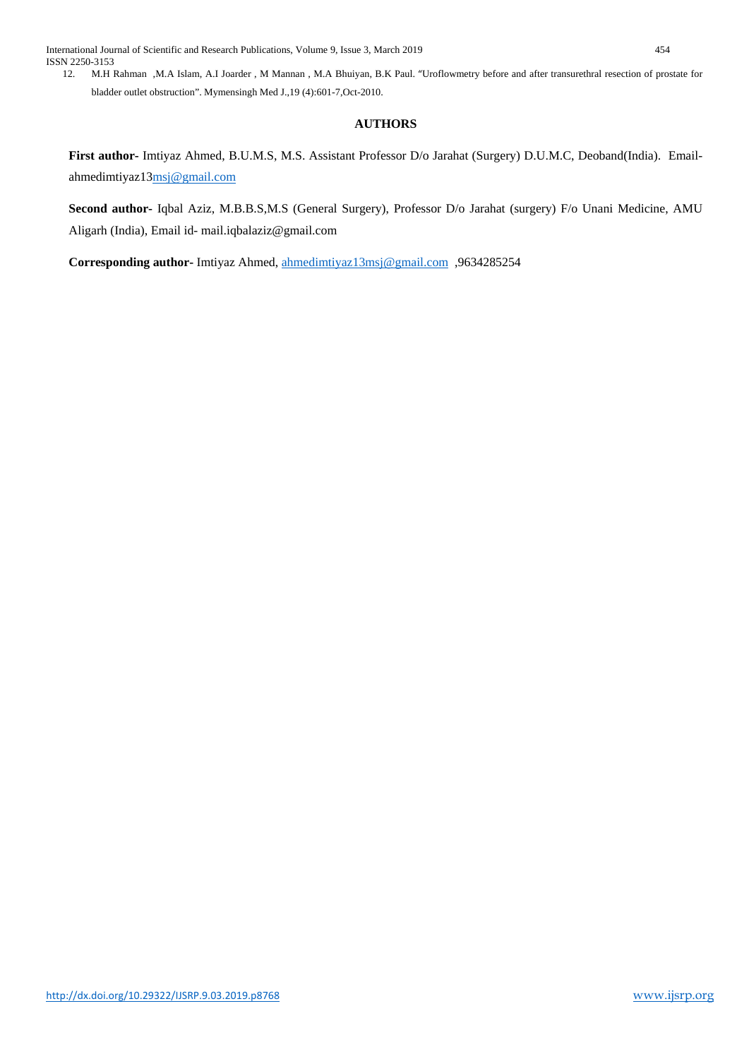12. M.H Rahman ,M.A Islam, A.I Joarder , M Mannan , M.A Bhuiyan, B.K Paul. "Uroflowmetry before and after transurethral resection of prostate for bladder outlet obstruction". Mymensingh Med J.,19 (4):601-7,Oct-2010.

## AUTHORS

**First author-** Imtiyaz Ahmed, B.U.M.S, M.S. Assistant Professor D/o Jarahat (Surgery) D.U.M.C, Deoband(India). Email-ahmedimtiyaz13msj@gmail.com

**Second author-** Iqbal Aziz, M.B.B.S,M.S (General Surgery), Professor D/o Jarahat (surgery) F/o Unani Medicine, AMU Aligarh (India), Email id- mail.iqbalaziz@gmail.com

**Corresponding author-** Imtiyaz Ahmed, ahmedimtiyaz13msj@gmail.com ,9634285254